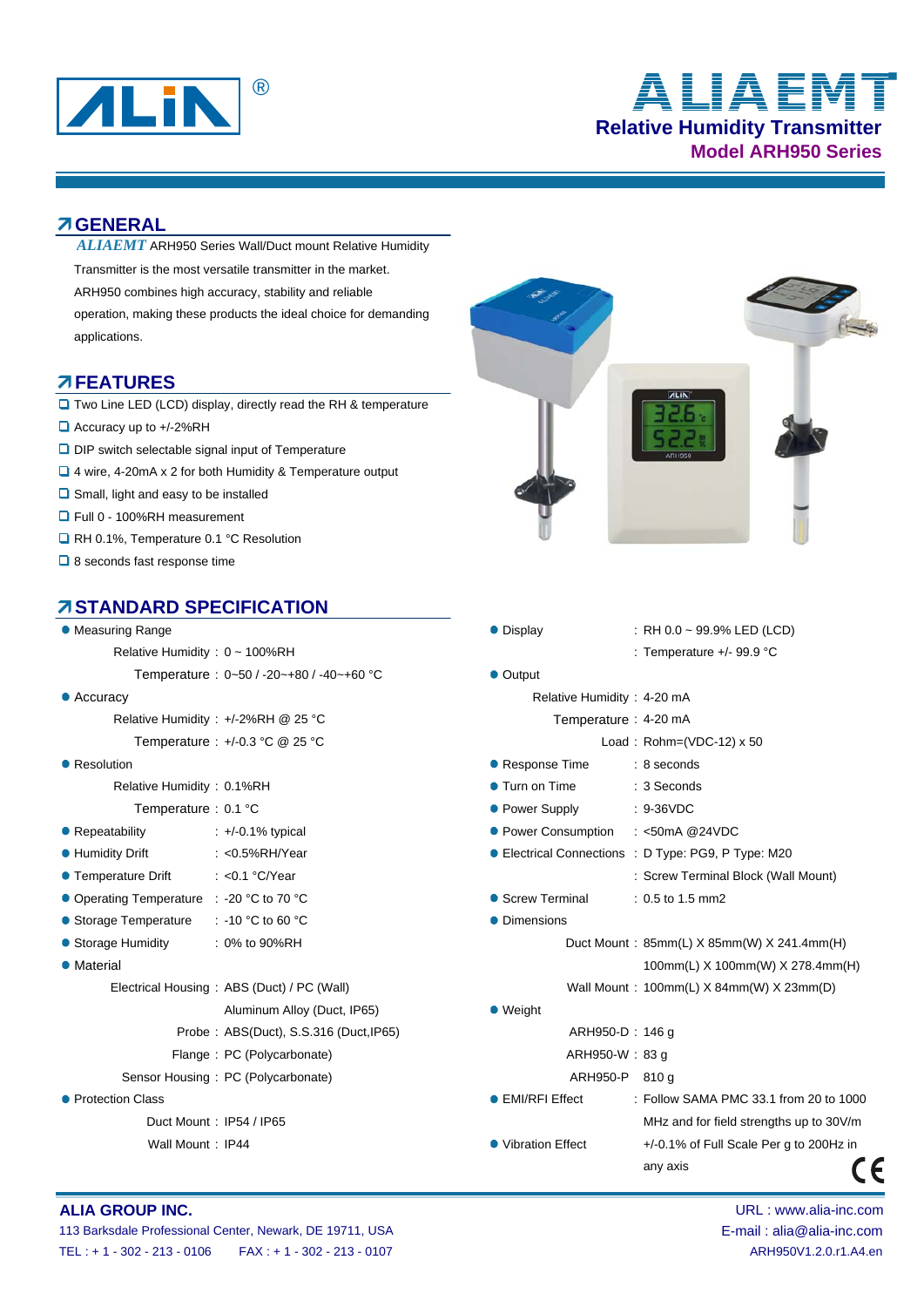# ALIN®

# ALIAEMT

## Relative Humidity Transmitter

## Model ARH950 Series

## GENERAL

*ALIAEMT* ARH950 Series Wall/Duct mount Relative Humidity Transmitter is the most versatile transmitter in the market. ARH950 combines high accuracy, stability and reliable operation, making these products the ideal choice for demanding applications.

## FEATURES

- Two Line LED (LCD) display, directly read the RH & temperature
- Accuracy up to +/-2%RH
- DIP switch selectable signal input of Temperature
- 4 wire, 4-20mA x 2 for both Humidity & Temperature output
- Small, light and easy to be installed
- Full 0 - 100%RH measurement
- RH 0.1%, Temperature 0.1 °C Resolution
- 8 seconds fast response time

## STANDARD SPECIFICATION

- **Measuring Range**
  - Relative Humidity : 0 ~ 100%RH
  - Temperature : 0~50 / -20~+80 / -40~+60 °C
- **Accuracy**
  - Relative Humidity : +/-2%RH @ 25 °C
  - Temperature : +/-0.3 °C @ 25 °C
- **Resolution**
  - Relative Humidity : 0.1%RH
  - Temperature : 0.1 °C
- **Repeatability** : +/-0.1% typical
- **Humidity Drift** : <0.5%RH/Year
- **Temperature Drift** : <0.1 °C/Year
- **Operating Temperature** : -20 °C to 70 °C
- **Storage Temperature** : -10 °C to 60 °C
- **Storage Humidity** : 0% to 90%RH
- **Material**
  - Electrical Housing : ABS (Duct) / PC (Wall)
    Aluminum Alloy (Duct, IP65)
  - Probe : ABS(Duct), S.S.316 (Duct,IP65)
  - Flange : PC (Polycarbonate)
  - Sensor Housing : PC (Polycarbonate)
- **Protection Class**
  - Duct Mount : IP54 / IP65
  - Wall Mount : IP44
- **Display** : RH 0.0 ~ 99.9% LED (LCD)
  : Temperature +/- 99.9 °C
- **Output**
  - Relative Humidity : 4-20 mA
  - Temperature : 4-20 mA
  - Load : Rohm=(VDC-12) x 50
- **Response Time** : 8 seconds
- **Turn on Time** : 3 Seconds
- **Power Supply** : 9-36VDC
- **Power Consumption** : <50mA @24VDC
- **Electrical Connections** : D Type: PG9, P Type: M20
  : Screw Terminal Block (Wall Mount)
- **Screw Terminal** : 0.5 to 1.5 mm2
- **Dimensions**
  - Duct Mount : 85mm(L) X 85mm(W) X 241.4mm(H)
    100mm(L) X 100mm(W) X 278.4mm(H)
  - Wall Mount : 100mm(L) X 84mm(W) X 23mm(D)
- **Weight**
  - ARH950-D : 146 g
  - ARH950-W : 83 g
  - ARH950-P : 810 g
- **EMI/RFI Effect** : Follow SAMA PMC 33.1 from 20 to 1000 MHz and for field strengths up to 30V/m
- **Vibration Effect** : +/-0.1% of Full Scale Per g to 200Hz in any axis

CE

**ALIA GROUP INC.**
113 Barksdale Professional Center, Newark, DE 19711, USA
TEL : + 1 - 302 - 213 - 0106 FAX : + 1 - 302 - 213 - 0107

URL : www.alia-inc.com
E-mail : alia@alia-inc.com
ARH950V1.2.0.r1.A4.en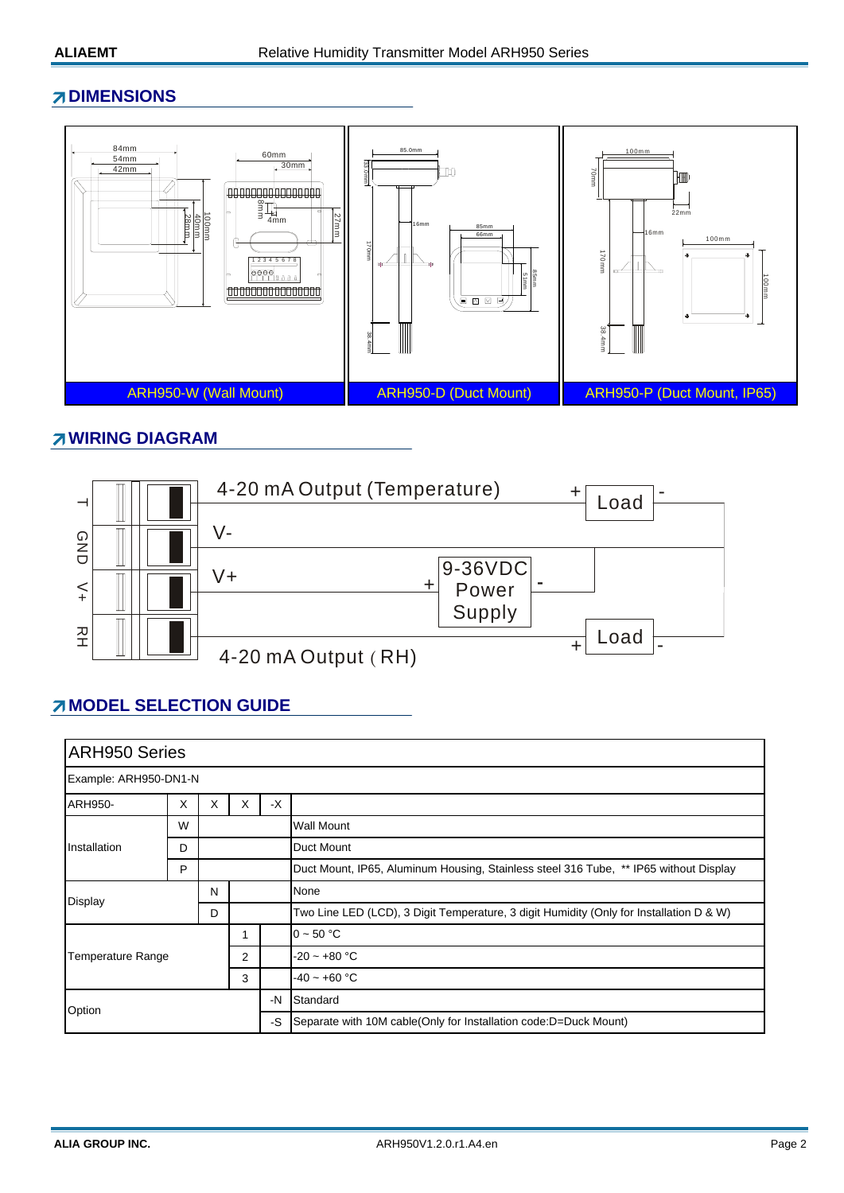## DIMENSIONS

84mm
54mm
42mm
60mm
30mm
100mm
40mm
28mm
8mm
4mm
27mm

ARH950-W (Wall Mount)

85.0mm
53.0mm
16mm
170mm
85mm
66mm
85mm
51mm
38.4mm

ARH950-D (Duct Mount)

100mm
70mm
22mm
16mm
100mm
170mm
100mm
38.4mm

ARH950-P (Duct Mount, IP65)

## WIRING DIAGRAM

T
GND
V+
RH

4-20 mA Output (Temperature)
\+ Load -
V-
V+
\+ 9-36VDC Power Supply -
\+ Load -
4-20 mA Output（RH)

## MODEL SELECTION GUIDE

| ARH950 Series | | | | | |
|---|---|---|---|---|---|
| Example: ARH950-DN1-N | | | | | |
| ARH950- | X | X | X | -X | |
| Installation | W | | | | Wall Mount |
| | D | | | | Duct Mount |
| | P | | | | Duct Mount, IP65, Aluminum Housing, Stainless steel 316 Tube, ** IP65 without Display |
| Display | | N | | | None |
| | | D | | | Two Line LED (LCD), 3 Digit Temperature, 3 digit Humidity (Only for Installation D & W) |
| Temperature Range | | | 1 | | 0 ~ 50 °C |
| | | | 2 | | -20 ~ +80 °C |
| | | | 3 | | -40 ~ +60 °C |
| Option | | | | -N | Standard |
| | | | | -S | Separate with 10M cable(Only for Installation code:D=Duck Mount) |